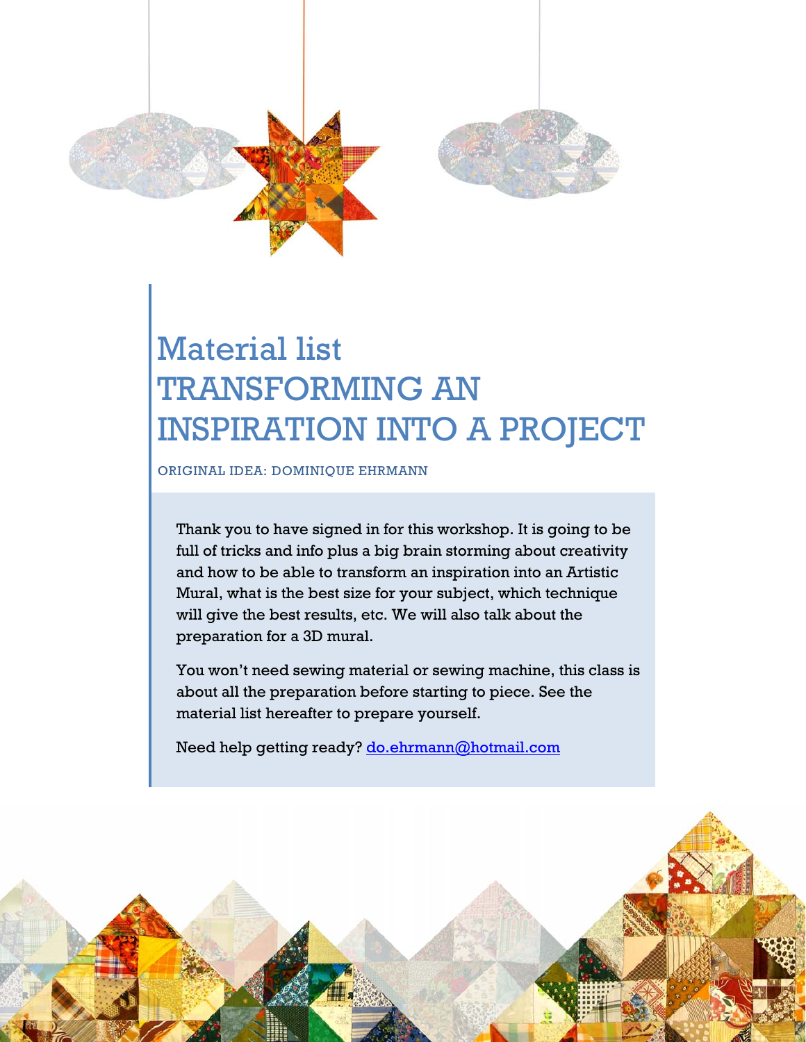# Material list
# TRANSFORMING AN INSPIRATION INTO A PROJECT

ORIGINAL IDEA: DOMINIQUE EHRMANN

Thank you to have signed in for this workshop. It is going to be full of tricks and info plus a big brain storming about creativity and how to be able to transform an inspiration into an Artistic Mural, what is the best size for your subject, which technique will give the best results, etc. We will also talk about the preparation for a 3D mural.

You won't need sewing material or sewing machine, this class is about all the preparation before starting to piece. See the material list hereafter to prepare yourself.

Need help getting ready? do.ehrmann@hotmail.com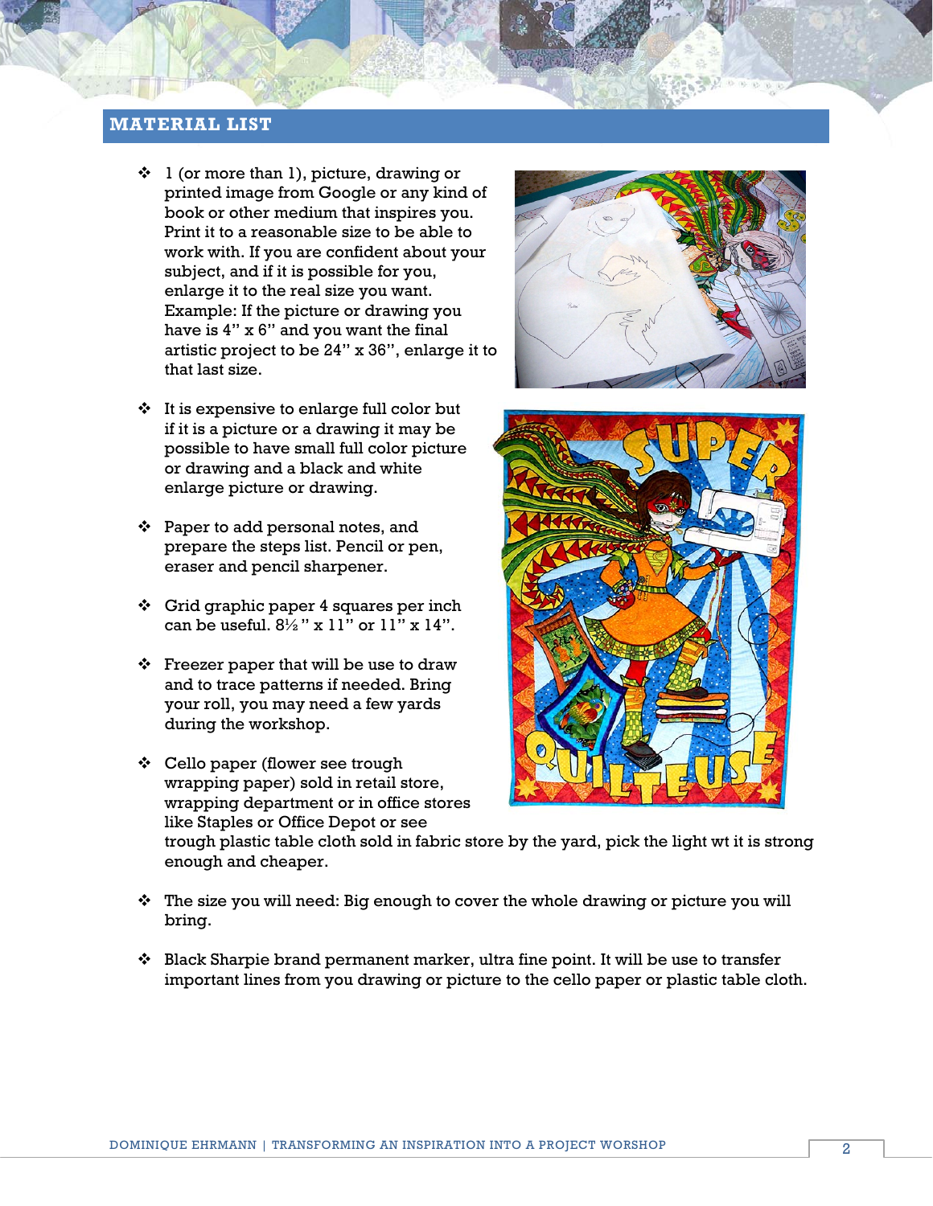## MATERIAL LIST

- 1 (or more than 1), picture, drawing or printed image from Google or any kind of book or other medium that inspires you. Print it to a reasonable size to be able to work with. If you are confident about your subject, and if it is possible for you, enlarge it to the real size you want. Example: If the picture or drawing you have is 4" x 6" and you want the final artistic project to be 24" x 36", enlarge it to that last size.
- It is expensive to enlarge full color but if it is a picture or a drawing it may be possible to have small full color picture or drawing and a black and white enlarge picture or drawing.
- Paper to add personal notes, and prepare the steps list. Pencil or pen, eraser and pencil sharpener.
- Grid graphic paper 4 squares per inch can be useful. 8½" x 11" or 11" x 14".
- Freezer paper that will be use to draw and to trace patterns if needed. Bring your roll, you may need a few yards during the workshop.
- Cello paper (flower see trough wrapping paper) sold in retail store, wrapping department or in office stores like Staples or Office Depot or see trough plastic table cloth sold in fabric store by the yard, pick the light wt it is strong enough and cheaper.
- The size you will need: Big enough to cover the whole drawing or picture you will bring.
- Black Sharpie brand permanent marker, ultra fine point. It will be use to transfer important lines from you drawing or picture to the cello paper or plastic table cloth.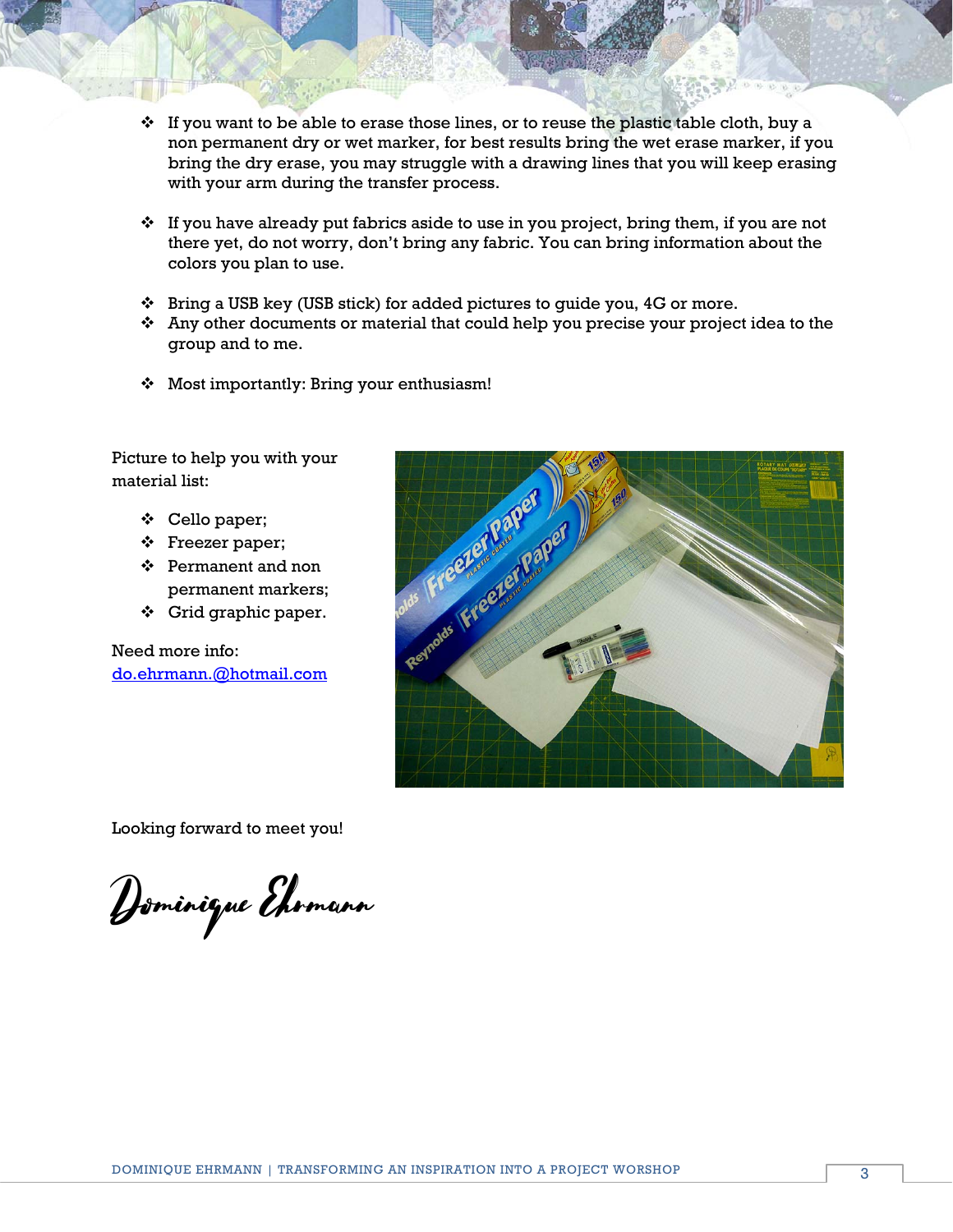- If you want to be able to erase those lines, or to reuse the plastic table cloth, buy a non permanent dry or wet marker, for best results bring the wet erase marker, if you bring the dry erase, you may struggle with a drawing lines that you will keep erasing with your arm during the transfer process.

- If you have already put fabrics aside to use in you project, bring them, if you are not there yet, do not worry, don't bring any fabric. You can bring information about the colors you plan to use.

- Bring a USB key (USB stick) for added pictures to guide you, 4G or more.
- Any other documents or material that could help you precise your project idea to the group and to me.

- Most importantly: Bring your enthusiasm!

Picture to help you with your material list:

- Cello paper;
- Freezer paper;
- Permanent and non permanent markers;
- Grid graphic paper.

Need more info:
[do.ehrmann.@hotmail.com](mailto:do.ehrmann.@hotmail.com)

Looking forward to meet you!

Dominique Ehrmann